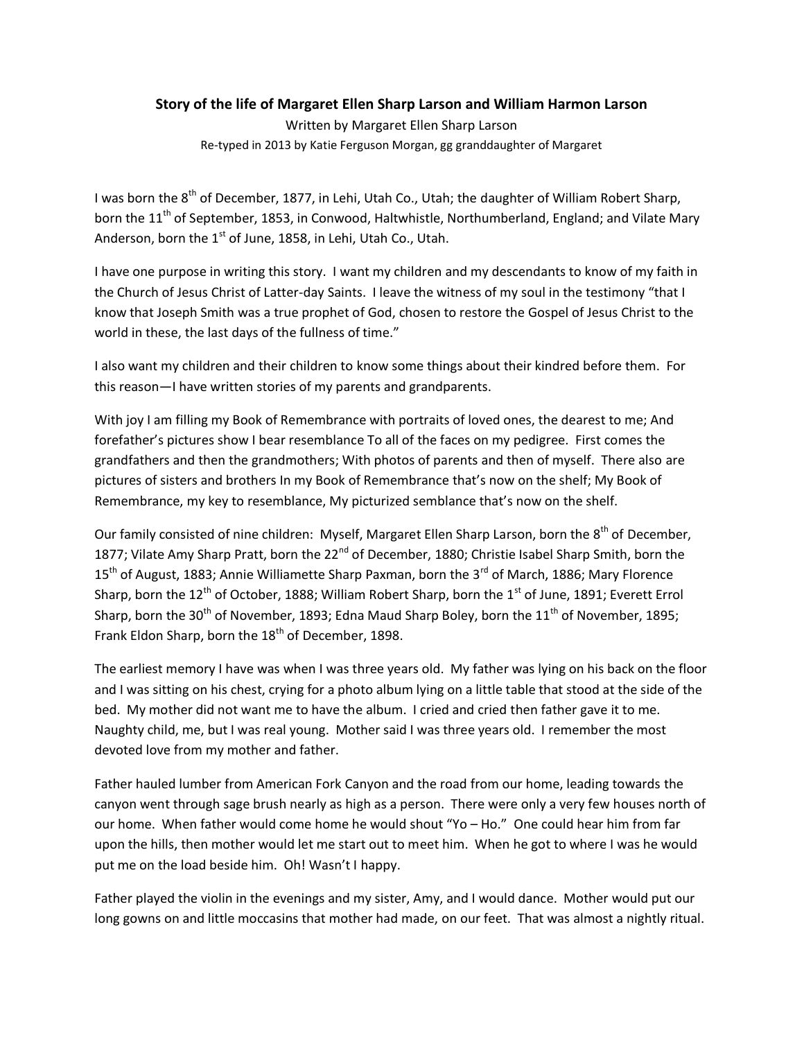**Story of the life of Margaret Ellen Sharp Larson and William Harmon Larson**

Written by Margaret Ellen Sharp Larson

Re-typed in 2013 by Katie Ferguson Morgan, gg granddaughter of Margaret

I was born the 8th of December, 1877, in Lehi, Utah Co., Utah; the daughter of William Robert Sharp, born the 11th of September, 1853, in Conwood, Haltwhistle, Northumberland, England; and Vilate Mary Anderson, born the 1st of June, 1858, in Lehi, Utah Co., Utah.

I have one purpose in writing this story. I want my children and my descendants to know of my faith in the Church of Jesus Christ of Latter-day Saints. I leave the witness of my soul in the testimony "that I know that Joseph Smith was a true prophet of God, chosen to restore the Gospel of Jesus Christ to the world in these, the last days of the fullness of time."

I also want my children and their children to know some things about their kindred before them. For this reason—I have written stories of my parents and grandparents.

With joy I am filling my Book of Remembrance with portraits of loved ones, the dearest to me; And forefather's pictures show I bear resemblance To all of the faces on my pedigree. First comes the grandfathers and then the grandmothers; With photos of parents and then of myself. There also are pictures of sisters and brothers In my Book of Remembrance that's now on the shelf; My Book of Remembrance, my key to resemblance, My picturized semblance that's now on the shelf.

Our family consisted of nine children: Myself, Margaret Ellen Sharp Larson, born the 8th of December, 1877; Vilate Amy Sharp Pratt, born the 22nd of December, 1880; Christie Isabel Sharp Smith, born the 15th of August, 1883; Annie Williamette Sharp Paxman, born the 3rd of March, 1886; Mary Florence Sharp, born the 12th of October, 1888; William Robert Sharp, born the 1st of June, 1891; Everett Errol Sharp, born the 30th of November, 1893; Edna Maud Sharp Boley, born the 11th of November, 1895; Frank Eldon Sharp, born the 18th of December, 1898.

The earliest memory I have was when I was three years old. My father was lying on his back on the floor and I was sitting on his chest, crying for a photo album lying on a little table that stood at the side of the bed. My mother did not want me to have the album. I cried and cried then father gave it to me. Naughty child, me, but I was real young. Mother said I was three years old. I remember the most devoted love from my mother and father.

Father hauled lumber from American Fork Canyon and the road from our home, leading towards the canyon went through sage brush nearly as high as a person. There were only a very few houses north of our home. When father would come home he would shout "Yo – Ho." One could hear him from far upon the hills, then mother would let me start out to meet him. When he got to where I was he would put me on the load beside him. Oh! Wasn't I happy.

Father played the violin in the evenings and my sister, Amy, and I would dance. Mother would put our long gowns on and little moccasins that mother had made, on our feet. That was almost a nightly ritual.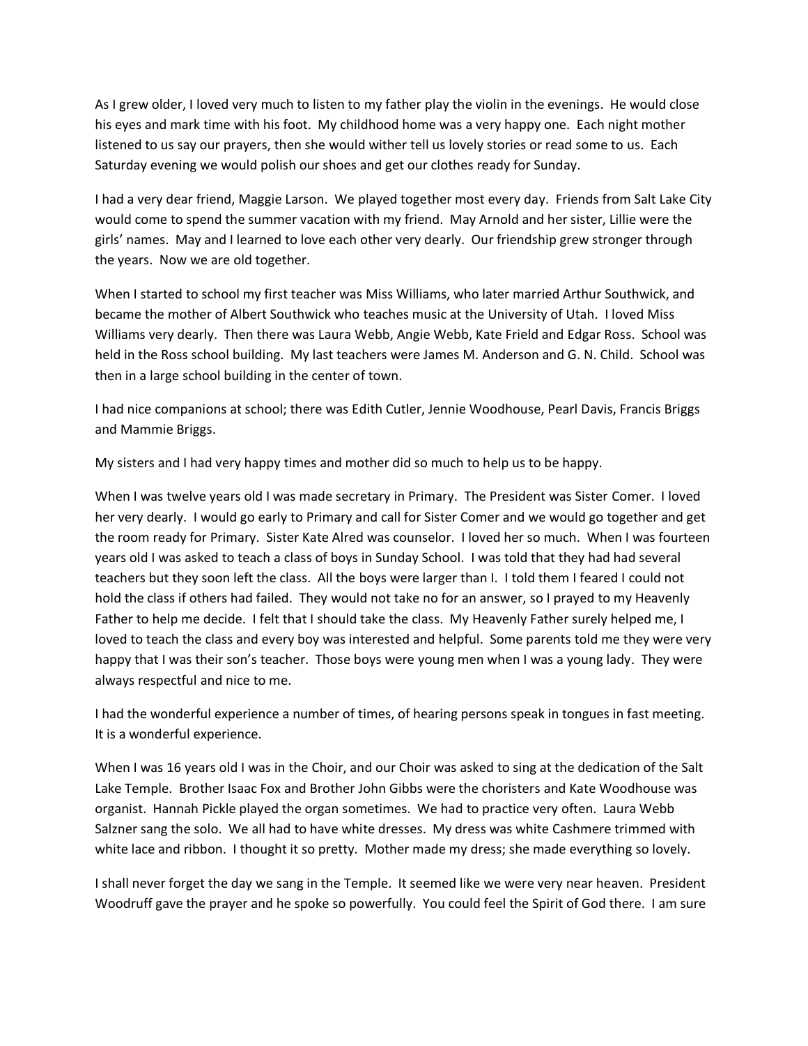As I grew older, I loved very much to listen to my father play the violin in the evenings. He would close his eyes and mark time with his foot. My childhood home was a very happy one. Each night mother listened to us say our prayers, then she would wither tell us lovely stories or read some to us. Each Saturday evening we would polish our shoes and get our clothes ready for Sunday.

I had a very dear friend, Maggie Larson. We played together most every day. Friends from Salt Lake City would come to spend the summer vacation with my friend. May Arnold and her sister, Lillie were the girls' names. May and I learned to love each other very dearly. Our friendship grew stronger through the years. Now we are old together.

When I started to school my first teacher was Miss Williams, who later married Arthur Southwick, and became the mother of Albert Southwick who teaches music at the University of Utah. I loved Miss Williams very dearly. Then there was Laura Webb, Angie Webb, Kate Frield and Edgar Ross. School was held in the Ross school building. My last teachers were James M. Anderson and G. N. Child. School was then in a large school building in the center of town.

I had nice companions at school; there was Edith Cutler, Jennie Woodhouse, Pearl Davis, Francis Briggs and Mammie Briggs.

My sisters and I had very happy times and mother did so much to help us to be happy.

When I was twelve years old I was made secretary in Primary. The President was Sister Comer. I loved her very dearly. I would go early to Primary and call for Sister Comer and we would go together and get the room ready for Primary. Sister Kate Alred was counselor. I loved her so much. When I was fourteen years old I was asked to teach a class of boys in Sunday School. I was told that they had had several teachers but they soon left the class. All the boys were larger than I. I told them I feared I could not hold the class if others had failed. They would not take no for an answer, so I prayed to my Heavenly Father to help me decide. I felt that I should take the class. My Heavenly Father surely helped me, I loved to teach the class and every boy was interested and helpful. Some parents told me they were very happy that I was their son's teacher. Those boys were young men when I was a young lady. They were always respectful and nice to me.

I had the wonderful experience a number of times, of hearing persons speak in tongues in fast meeting. It is a wonderful experience.

When I was 16 years old I was in the Choir, and our Choir was asked to sing at the dedication of the Salt Lake Temple. Brother Isaac Fox and Brother John Gibbs were the choristers and Kate Woodhouse was organist. Hannah Pickle played the organ sometimes. We had to practice very often. Laura Webb Salzner sang the solo. We all had to have white dresses. My dress was white Cashmere trimmed with white lace and ribbon. I thought it so pretty. Mother made my dress; she made everything so lovely.

I shall never forget the day we sang in the Temple. It seemed like we were very near heaven. President Woodruff gave the prayer and he spoke so powerfully. You could feel the Spirit of God there. I am sure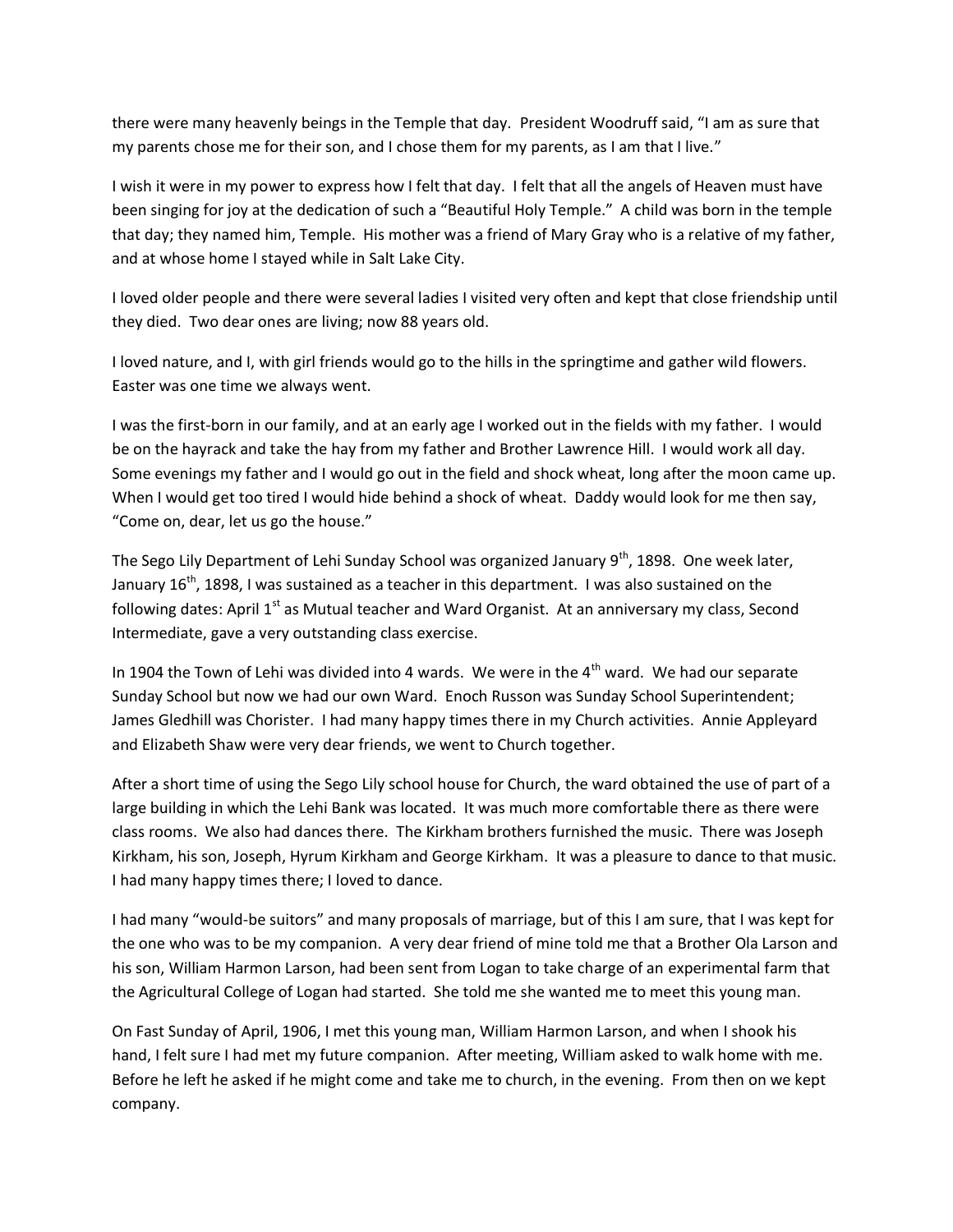there were many heavenly beings in the Temple that day. President Woodruff said, "I am as sure that my parents chose me for their son, and I chose them for my parents, as I am that I live."

I wish it were in my power to express how I felt that day. I felt that all the angels of Heaven must have been singing for joy at the dedication of such a "Beautiful Holy Temple." A child was born in the temple that day; they named him, Temple. His mother was a friend of Mary Gray who is a relative of my father, and at whose home I stayed while in Salt Lake City.

I loved older people and there were several ladies I visited very often and kept that close friendship until they died. Two dear ones are living; now 88 years old.

I loved nature, and I, with girl friends would go to the hills in the springtime and gather wild flowers. Easter was one time we always went.

I was the first-born in our family, and at an early age I worked out in the fields with my father. I would be on the hayrack and take the hay from my father and Brother Lawrence Hill. I would work all day. Some evenings my father and I would go out in the field and shock wheat, long after the moon came up. When I would get too tired I would hide behind a shock of wheat. Daddy would look for me then say, "Come on, dear, let us go the house."

The Sego Lily Department of Lehi Sunday School was organized January 9th, 1898. One week later, January 16th, 1898, I was sustained as a teacher in this department. I was also sustained on the following dates: April 1st as Mutual teacher and Ward Organist. At an anniversary my class, Second Intermediate, gave a very outstanding class exercise.

In 1904 the Town of Lehi was divided into 4 wards. We were in the 4th ward. We had our separate Sunday School but now we had our own Ward. Enoch Russon was Sunday School Superintendent; James Gledhill was Chorister. I had many happy times there in my Church activities. Annie Appleyard and Elizabeth Shaw were very dear friends, we went to Church together.

After a short time of using the Sego Lily school house for Church, the ward obtained the use of part of a large building in which the Lehi Bank was located. It was much more comfortable there as there were class rooms. We also had dances there. The Kirkham brothers furnished the music. There was Joseph Kirkham, his son, Joseph, Hyrum Kirkham and George Kirkham. It was a pleasure to dance to that music. I had many happy times there; I loved to dance.

I had many "would-be suitors" and many proposals of marriage, but of this I am sure, that I was kept for the one who was to be my companion. A very dear friend of mine told me that a Brother Ola Larson and his son, William Harmon Larson, had been sent from Logan to take charge of an experimental farm that the Agricultural College of Logan had started. She told me she wanted me to meet this young man.

On Fast Sunday of April, 1906, I met this young man, William Harmon Larson, and when I shook his hand, I felt sure I had met my future companion. After meeting, William asked to walk home with me. Before he left he asked if he might come and take me to church, in the evening. From then on we kept company.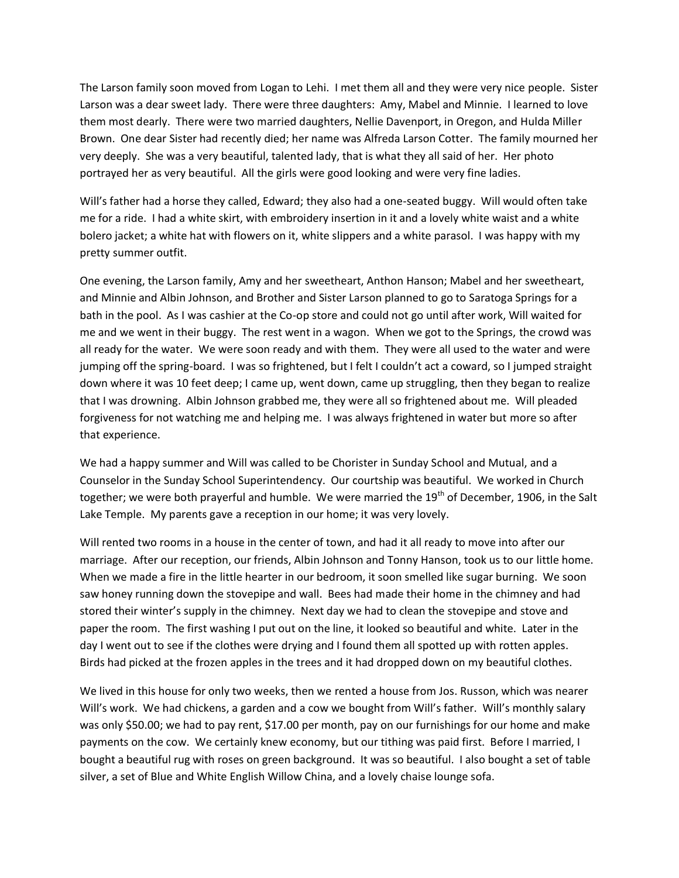The Larson family soon moved from Logan to Lehi. I met them all and they were very nice people. Sister Larson was a dear sweet lady. There were three daughters: Amy, Mabel and Minnie. I learned to love them most dearly. There were two married daughters, Nellie Davenport, in Oregon, and Hulda Miller Brown. One dear Sister had recently died; her name was Alfreda Larson Cotter. The family mourned her very deeply. She was a very beautiful, talented lady, that is what they all said of her. Her photo portrayed her as very beautiful. All the girls were good looking and were very fine ladies.

Will's father had a horse they called, Edward; they also had a one-seated buggy. Will would often take me for a ride. I had a white skirt, with embroidery insertion in it and a lovely white waist and a white bolero jacket; a white hat with flowers on it, white slippers and a white parasol. I was happy with my pretty summer outfit.

One evening, the Larson family, Amy and her sweetheart, Anthon Hanson; Mabel and her sweetheart, and Minnie and Albin Johnson, and Brother and Sister Larson planned to go to Saratoga Springs for a bath in the pool. As I was cashier at the Co-op store and could not go until after work, Will waited for me and we went in their buggy. The rest went in a wagon. When we got to the Springs, the crowd was all ready for the water. We were soon ready and with them. They were all used to the water and were jumping off the spring-board. I was so frightened, but I felt I couldn't act a coward, so I jumped straight down where it was 10 feet deep; I came up, went down, came up struggling, then they began to realize that I was drowning. Albin Johnson grabbed me, they were all so frightened about me. Will pleaded forgiveness for not watching me and helping me. I was always frightened in water but more so after that experience.

We had a happy summer and Will was called to be Chorister in Sunday School and Mutual, and a Counselor in the Sunday School Superintendency. Our courtship was beautiful. We worked in Church together; we were both prayerful and humble. We were married the 19th of December, 1906, in the Salt Lake Temple. My parents gave a reception in our home; it was very lovely.

Will rented two rooms in a house in the center of town, and had it all ready to move into after our marriage. After our reception, our friends, Albin Johnson and Tonny Hanson, took us to our little home. When we made a fire in the little hearter in our bedroom, it soon smelled like sugar burning. We soon saw honey running down the stovepipe and wall. Bees had made their home in the chimney and had stored their winter's supply in the chimney. Next day we had to clean the stovepipe and stove and paper the room. The first washing I put out on the line, it looked so beautiful and white. Later in the day I went out to see if the clothes were drying and I found them all spotted up with rotten apples. Birds had picked at the frozen apples in the trees and it had dropped down on my beautiful clothes.

We lived in this house for only two weeks, then we rented a house from Jos. Russon, which was nearer Will's work. We had chickens, a garden and a cow we bought from Will's father. Will's monthly salary was only $50.00; we had to pay rent, $17.00 per month, pay on our furnishings for our home and make payments on the cow. We certainly knew economy, but our tithing was paid first. Before I married, I bought a beautiful rug with roses on green background. It was so beautiful. I also bought a set of table silver, a set of Blue and White English Willow China, and a lovely chaise lounge sofa.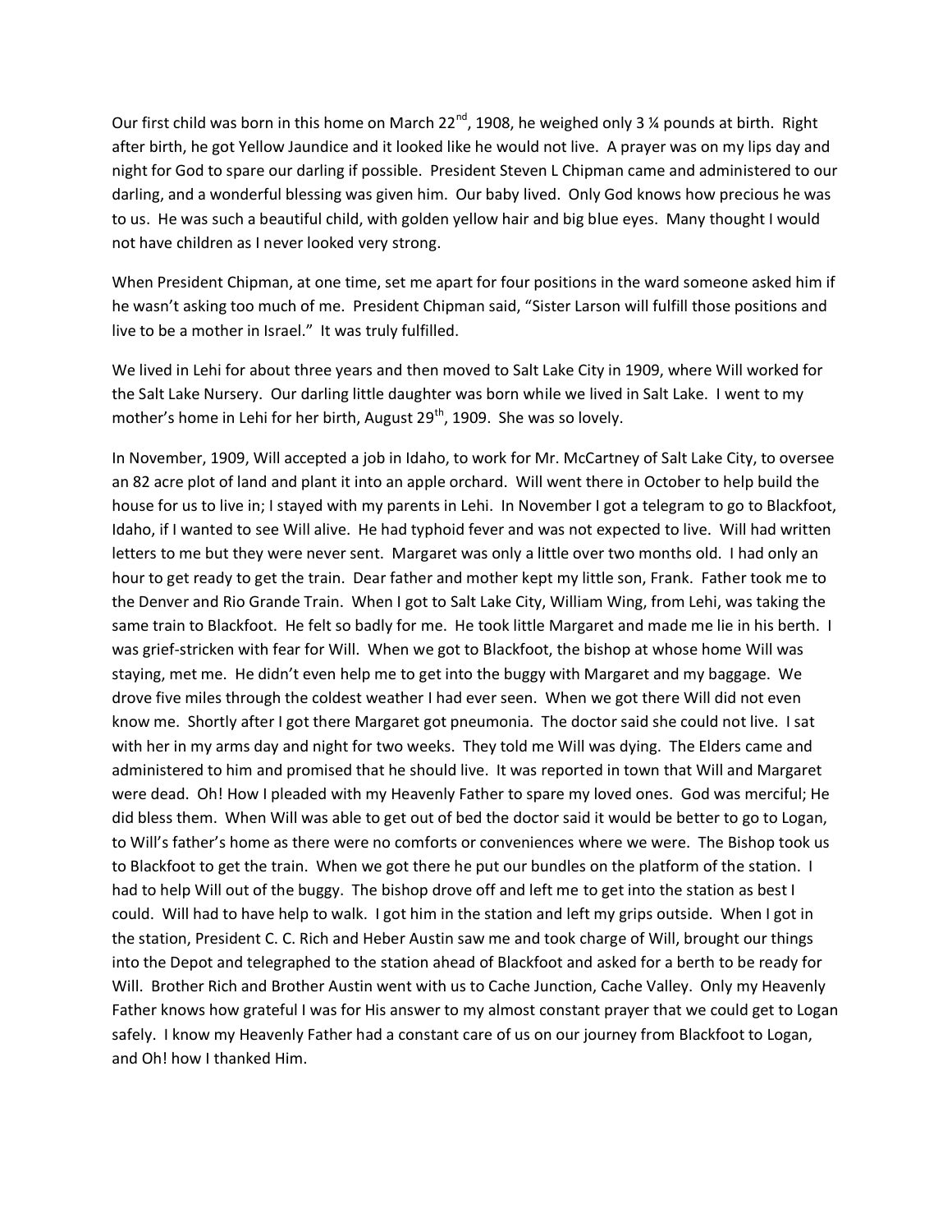Our first child was born in this home on March 22nd, 1908, he weighed only 3 ¼ pounds at birth. Right after birth, he got Yellow Jaundice and it looked like he would not live. A prayer was on my lips day and night for God to spare our darling if possible. President Steven L Chipman came and administered to our darling, and a wonderful blessing was given him. Our baby lived. Only God knows how precious he was to us. He was such a beautiful child, with golden yellow hair and big blue eyes. Many thought I would not have children as I never looked very strong.

When President Chipman, at one time, set me apart for four positions in the ward someone asked him if he wasn't asking too much of me. President Chipman said, "Sister Larson will fulfill those positions and live to be a mother in Israel." It was truly fulfilled.

We lived in Lehi for about three years and then moved to Salt Lake City in 1909, where Will worked for the Salt Lake Nursery. Our darling little daughter was born while we lived in Salt Lake. I went to my mother's home in Lehi for her birth, August 29th, 1909. She was so lovely.

In November, 1909, Will accepted a job in Idaho, to work for Mr. McCartney of Salt Lake City, to oversee an 82 acre plot of land and plant it into an apple orchard. Will went there in October to help build the house for us to live in; I stayed with my parents in Lehi. In November I got a telegram to go to Blackfoot, Idaho, if I wanted to see Will alive. He had typhoid fever and was not expected to live. Will had written letters to me but they were never sent. Margaret was only a little over two months old. I had only an hour to get ready to get the train. Dear father and mother kept my little son, Frank. Father took me to the Denver and Rio Grande Train. When I got to Salt Lake City, William Wing, from Lehi, was taking the same train to Blackfoot. He felt so badly for me. He took little Margaret and made me lie in his berth. I was grief-stricken with fear for Will. When we got to Blackfoot, the bishop at whose home Will was staying, met me. He didn't even help me to get into the buggy with Margaret and my baggage. We drove five miles through the coldest weather I had ever seen. When we got there Will did not even know me. Shortly after I got there Margaret got pneumonia. The doctor said she could not live. I sat with her in my arms day and night for two weeks. They told me Will was dying. The Elders came and administered to him and promised that he should live. It was reported in town that Will and Margaret were dead. Oh! How I pleaded with my Heavenly Father to spare my loved ones. God was merciful; He did bless them. When Will was able to get out of bed the doctor said it would be better to go to Logan, to Will's father's home as there were no comforts or conveniences where we were. The Bishop took us to Blackfoot to get the train. When we got there he put our bundles on the platform of the station. I had to help Will out of the buggy. The bishop drove off and left me to get into the station as best I could. Will had to have help to walk. I got him in the station and left my grips outside. When I got in the station, President C. C. Rich and Heber Austin saw me and took charge of Will, brought our things into the Depot and telegraphed to the station ahead of Blackfoot and asked for a berth to be ready for Will. Brother Rich and Brother Austin went with us to Cache Junction, Cache Valley. Only my Heavenly Father knows how grateful I was for His answer to my almost constant prayer that we could get to Logan safely. I know my Heavenly Father had a constant care of us on our journey from Blackfoot to Logan, and Oh! how I thanked Him.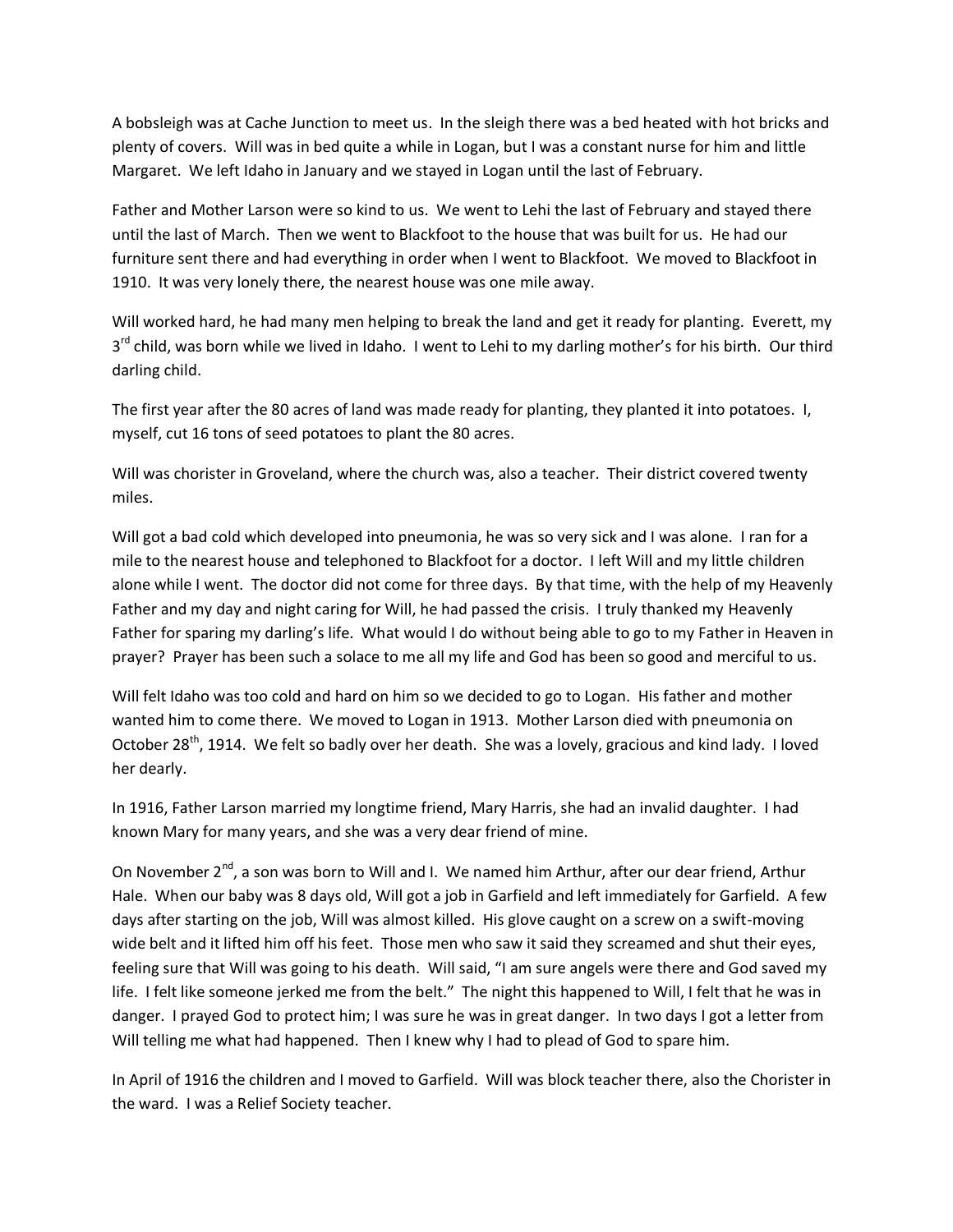A bobsleigh was at Cache Junction to meet us. In the sleigh there was a bed heated with hot bricks and plenty of covers. Will was in bed quite a while in Logan, but I was a constant nurse for him and little Margaret. We left Idaho in January and we stayed in Logan until the last of February.

Father and Mother Larson were so kind to us. We went to Lehi the last of February and stayed there until the last of March. Then we went to Blackfoot to the house that was built for us. He had our furniture sent there and had everything in order when I went to Blackfoot. We moved to Blackfoot in 1910. It was very lonely there, the nearest house was one mile away.

Will worked hard, he had many men helping to break the land and get it ready for planting. Everett, my 3rd child, was born while we lived in Idaho. I went to Lehi to my darling mother's for his birth. Our third darling child.

The first year after the 80 acres of land was made ready for planting, they planted it into potatoes. I, myself, cut 16 tons of seed potatoes to plant the 80 acres.

Will was chorister in Groveland, where the church was, also a teacher. Their district covered twenty miles.

Will got a bad cold which developed into pneumonia, he was so very sick and I was alone. I ran for a mile to the nearest house and telephoned to Blackfoot for a doctor. I left Will and my little children alone while I went. The doctor did not come for three days. By that time, with the help of my Heavenly Father and my day and night caring for Will, he had passed the crisis. I truly thanked my Heavenly Father for sparing my darling's life. What would I do without being able to go to my Father in Heaven in prayer? Prayer has been such a solace to me all my life and God has been so good and merciful to us.

Will felt Idaho was too cold and hard on him so we decided to go to Logan. His father and mother wanted him to come there. We moved to Logan in 1913. Mother Larson died with pneumonia on October 28th, 1914. We felt so badly over her death. She was a lovely, gracious and kind lady. I loved her dearly.

In 1916, Father Larson married my longtime friend, Mary Harris, she had an invalid daughter. I had known Mary for many years, and she was a very dear friend of mine.

On November 2nd, a son was born to Will and I. We named him Arthur, after our dear friend, Arthur Hale. When our baby was 8 days old, Will got a job in Garfield and left immediately for Garfield. A few days after starting on the job, Will was almost killed. His glove caught on a screw on a swift-moving wide belt and it lifted him off his feet. Those men who saw it said they screamed and shut their eyes, feeling sure that Will was going to his death. Will said, "I am sure angels were there and God saved my life. I felt like someone jerked me from the belt." The night this happened to Will, I felt that he was in danger. I prayed God to protect him; I was sure he was in great danger. In two days I got a letter from Will telling me what had happened. Then I knew why I had to plead of God to spare him.

In April of 1916 the children and I moved to Garfield. Will was block teacher there, also the Chorister in the ward. I was a Relief Society teacher.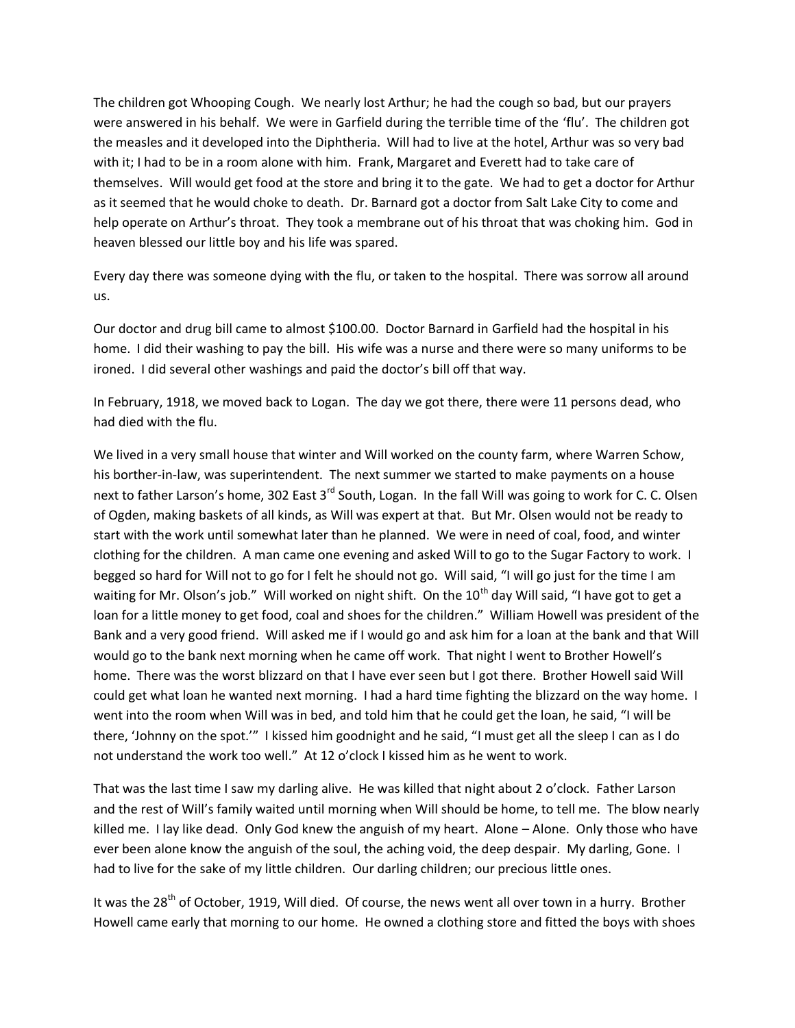The children got Whooping Cough. We nearly lost Arthur; he had the cough so bad, but our prayers were answered in his behalf. We were in Garfield during the terrible time of the 'flu'. The children got the measles and it developed into the Diphtheria. Will had to live at the hotel, Arthur was so very bad with it; I had to be in a room alone with him. Frank, Margaret and Everett had to take care of themselves. Will would get food at the store and bring it to the gate. We had to get a doctor for Arthur as it seemed that he would choke to death. Dr. Barnard got a doctor from Salt Lake City to come and help operate on Arthur's throat. They took a membrane out of his throat that was choking him. God in heaven blessed our little boy and his life was spared.

Every day there was someone dying with the flu, or taken to the hospital. There was sorrow all around us.

Our doctor and drug bill came to almost $100.00. Doctor Barnard in Garfield had the hospital in his home. I did their washing to pay the bill. His wife was a nurse and there were so many uniforms to be ironed. I did several other washings and paid the doctor's bill off that way.

In February, 1918, we moved back to Logan. The day we got there, there were 11 persons dead, who had died with the flu.

We lived in a very small house that winter and Will worked on the county farm, where Warren Schow, his borther-in-law, was superintendent. The next summer we started to make payments on a house next to father Larson's home, 302 East 3rd South, Logan. In the fall Will was going to work for C. C. Olsen of Ogden, making baskets of all kinds, as Will was expert at that. But Mr. Olsen would not be ready to start with the work until somewhat later than he planned. We were in need of coal, food, and winter clothing for the children. A man came one evening and asked Will to go to the Sugar Factory to work. I begged so hard for Will not to go for I felt he should not go. Will said, "I will go just for the time I am waiting for Mr. Olson's job." Will worked on night shift. On the 10th day Will said, "I have got to get a loan for a little money to get food, coal and shoes for the children." William Howell was president of the Bank and a very good friend. Will asked me if I would go and ask him for a loan at the bank and that Will would go to the bank next morning when he came off work. That night I went to Brother Howell's home. There was the worst blizzard on that I have ever seen but I got there. Brother Howell said Will could get what loan he wanted next morning. I had a hard time fighting the blizzard on the way home. I went into the room when Will was in bed, and told him that he could get the loan, he said, "I will be there, 'Johnny on the spot.'" I kissed him goodnight and he said, "I must get all the sleep I can as I do not understand the work too well." At 12 o'clock I kissed him as he went to work.

That was the last time I saw my darling alive. He was killed that night about 2 o'clock. Father Larson and the rest of Will's family waited until morning when Will should be home, to tell me. The blow nearly killed me. I lay like dead. Only God knew the anguish of my heart. Alone – Alone. Only those who have ever been alone know the anguish of the soul, the aching void, the deep despair. My darling, Gone. I had to live for the sake of my little children. Our darling children; our precious little ones.

It was the 28th of October, 1919, Will died. Of course, the news went all over town in a hurry. Brother Howell came early that morning to our home. He owned a clothing store and fitted the boys with shoes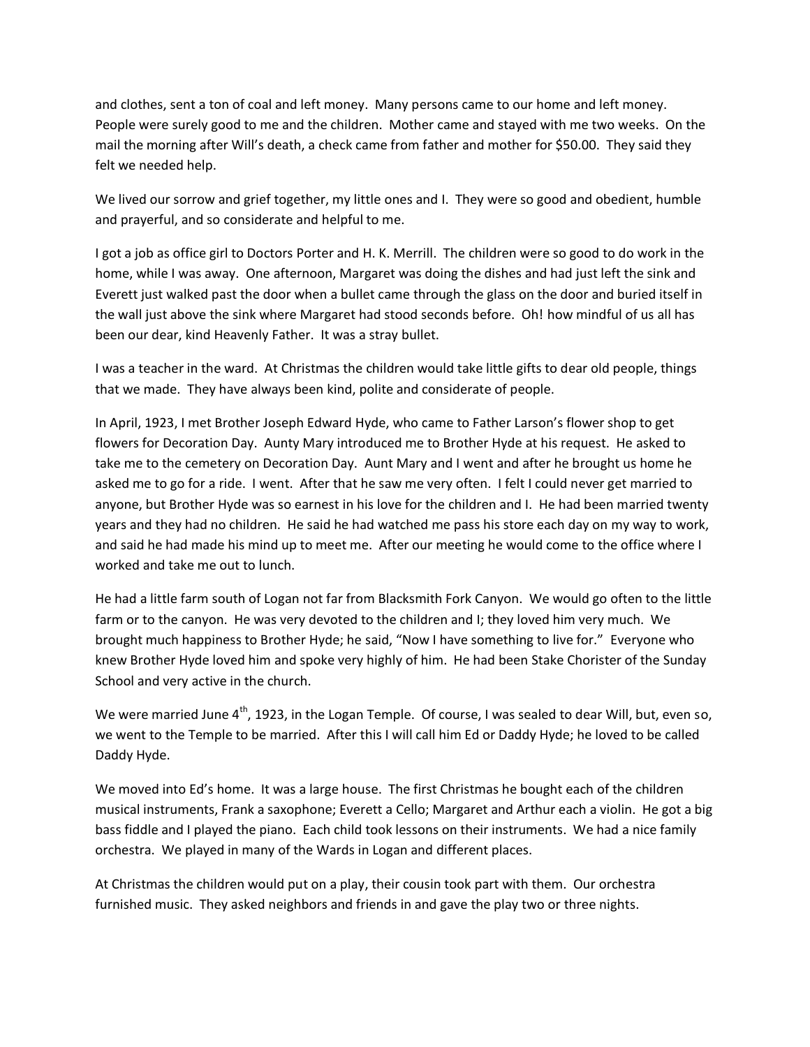and clothes, sent a ton of coal and left money. Many persons came to our home and left money. People were surely good to me and the children. Mother came and stayed with me two weeks. On the mail the morning after Will's death, a check came from father and mother for $50.00. They said they felt we needed help.

We lived our sorrow and grief together, my little ones and I. They were so good and obedient, humble and prayerful, and so considerate and helpful to me.

I got a job as office girl to Doctors Porter and H. K. Merrill. The children were so good to do work in the home, while I was away. One afternoon, Margaret was doing the dishes and had just left the sink and Everett just walked past the door when a bullet came through the glass on the door and buried itself in the wall just above the sink where Margaret had stood seconds before. Oh! how mindful of us all has been our dear, kind Heavenly Father. It was a stray bullet.

I was a teacher in the ward. At Christmas the children would take little gifts to dear old people, things that we made. They have always been kind, polite and considerate of people.

In April, 1923, I met Brother Joseph Edward Hyde, who came to Father Larson's flower shop to get flowers for Decoration Day. Aunty Mary introduced me to Brother Hyde at his request. He asked to take me to the cemetery on Decoration Day. Aunt Mary and I went and after he brought us home he asked me to go for a ride. I went. After that he saw me very often. I felt I could never get married to anyone, but Brother Hyde was so earnest in his love for the children and I. He had been married twenty years and they had no children. He said he had watched me pass his store each day on my way to work, and said he had made his mind up to meet me. After our meeting he would come to the office where I worked and take me out to lunch.

He had a little farm south of Logan not far from Blacksmith Fork Canyon. We would go often to the little farm or to the canyon. He was very devoted to the children and I; they loved him very much. We brought much happiness to Brother Hyde; he said, "Now I have something to live for." Everyone who knew Brother Hyde loved him and spoke very highly of him. He had been Stake Chorister of the Sunday School and very active in the church.

We were married June 4th, 1923, in the Logan Temple. Of course, I was sealed to dear Will, but, even so, we went to the Temple to be married. After this I will call him Ed or Daddy Hyde; he loved to be called Daddy Hyde.

We moved into Ed's home. It was a large house. The first Christmas he bought each of the children musical instruments, Frank a saxophone; Everett a Cello; Margaret and Arthur each a violin. He got a big bass fiddle and I played the piano. Each child took lessons on their instruments. We had a nice family orchestra. We played in many of the Wards in Logan and different places.

At Christmas the children would put on a play, their cousin took part with them. Our orchestra furnished music. They asked neighbors and friends in and gave the play two or three nights.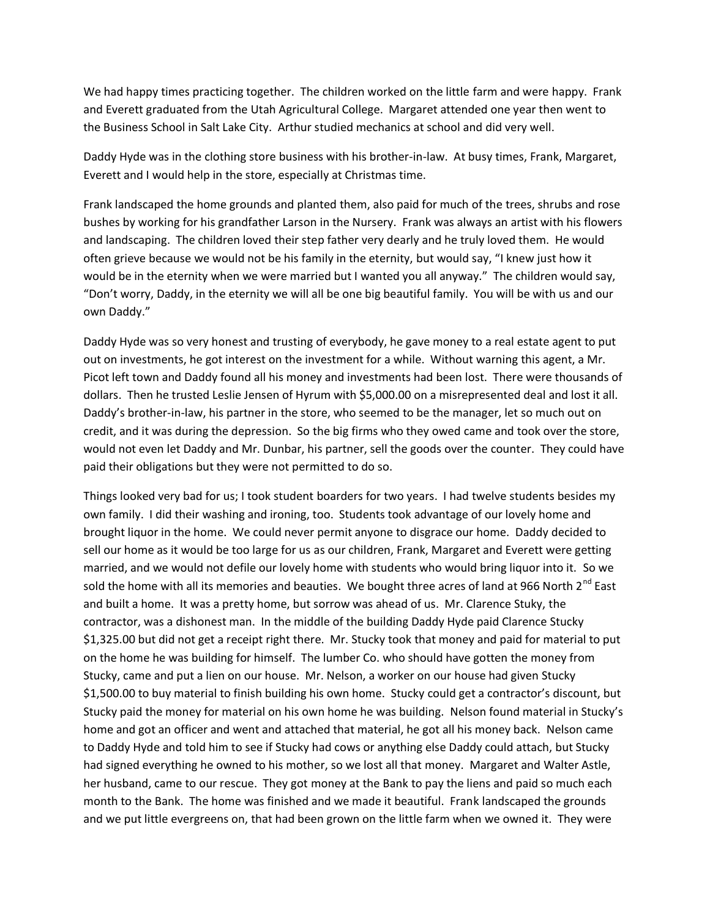We had happy times practicing together. The children worked on the little farm and were happy. Frank and Everett graduated from the Utah Agricultural College. Margaret attended one year then went to the Business School in Salt Lake City. Arthur studied mechanics at school and did very well.

Daddy Hyde was in the clothing store business with his brother-in-law. At busy times, Frank, Margaret, Everett and I would help in the store, especially at Christmas time.

Frank landscaped the home grounds and planted them, also paid for much of the trees, shrubs and rose bushes by working for his grandfather Larson in the Nursery. Frank was always an artist with his flowers and landscaping. The children loved their step father very dearly and he truly loved them. He would often grieve because we would not be his family in the eternity, but would say, "I knew just how it would be in the eternity when we were married but I wanted you all anyway." The children would say, "Don't worry, Daddy, in the eternity we will all be one big beautiful family. You will be with us and our own Daddy."

Daddy Hyde was so very honest and trusting of everybody, he gave money to a real estate agent to put out on investments, he got interest on the investment for a while. Without warning this agent, a Mr. Picot left town and Daddy found all his money and investments had been lost. There were thousands of dollars. Then he trusted Leslie Jensen of Hyrum with $5,000.00 on a misrepresented deal and lost it all. Daddy's brother-in-law, his partner in the store, who seemed to be the manager, let so much out on credit, and it was during the depression. So the big firms who they owed came and took over the store, would not even let Daddy and Mr. Dunbar, his partner, sell the goods over the counter. They could have paid their obligations but they were not permitted to do so.

Things looked very bad for us; I took student boarders for two years. I had twelve students besides my own family. I did their washing and ironing, too. Students took advantage of our lovely home and brought liquor in the home. We could never permit anyone to disgrace our home. Daddy decided to sell our home as it would be too large for us as our children, Frank, Margaret and Everett were getting married, and we would not defile our lovely home with students who would bring liquor into it. So we sold the home with all its memories and beauties. We bought three acres of land at 966 North 2nd East and built a home. It was a pretty home, but sorrow was ahead of us. Mr. Clarence Stuky, the contractor, was a dishonest man. In the middle of the building Daddy Hyde paid Clarence Stucky $1,325.00 but did not get a receipt right there. Mr. Stucky took that money and paid for material to put on the home he was building for himself. The lumber Co. who should have gotten the money from Stucky, came and put a lien on our house. Mr. Nelson, a worker on our house had given Stucky $1,500.00 to buy material to finish building his own home. Stucky could get a contractor's discount, but Stucky paid the money for material on his own home he was building. Nelson found material in Stucky's home and got an officer and went and attached that material, he got all his money back. Nelson came to Daddy Hyde and told him to see if Stucky had cows or anything else Daddy could attach, but Stucky had signed everything he owned to his mother, so we lost all that money. Margaret and Walter Astle, her husband, came to our rescue. They got money at the Bank to pay the liens and paid so much each month to the Bank. The home was finished and we made it beautiful. Frank landscaped the grounds and we put little evergreens on, that had been grown on the little farm when we owned it. They were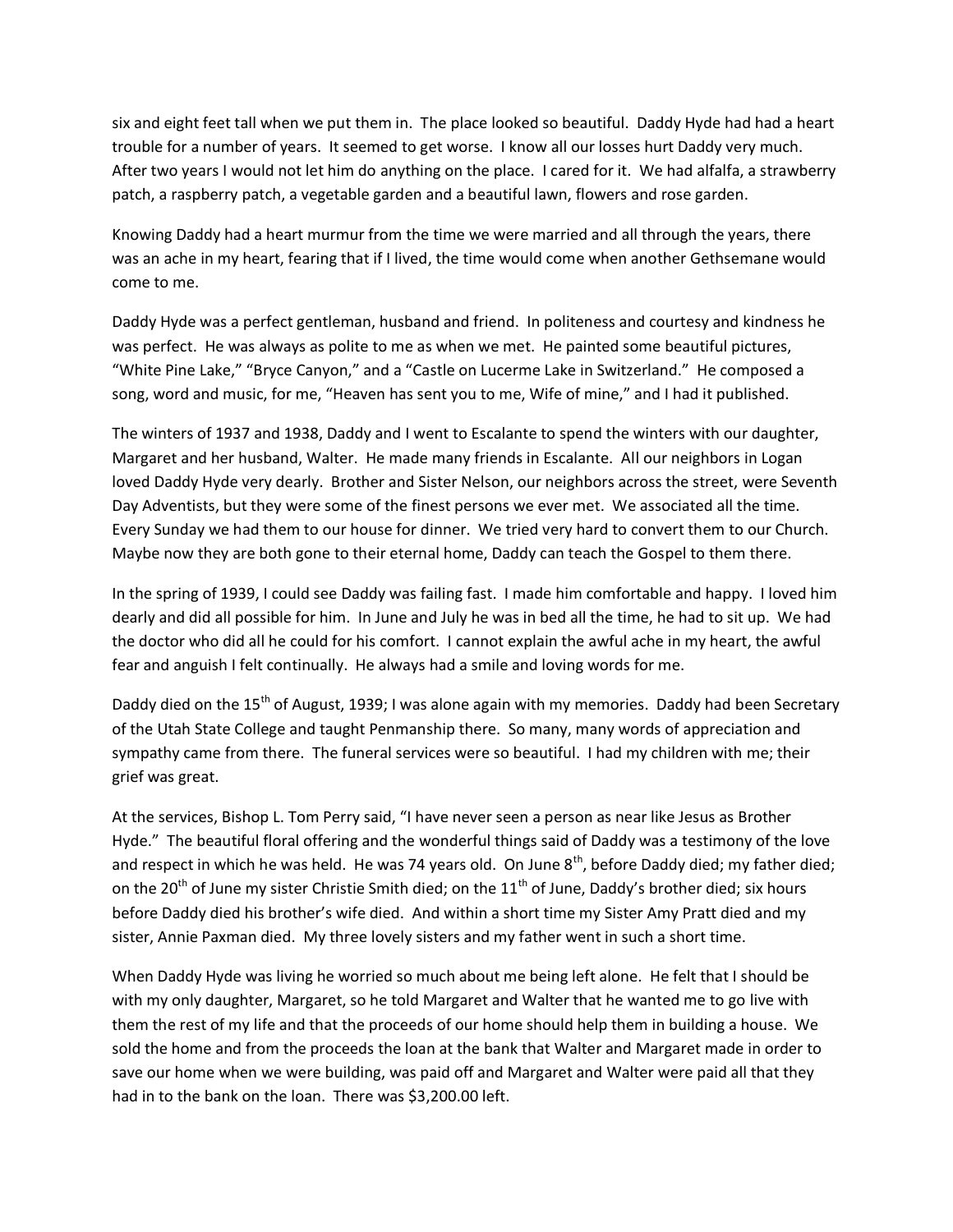six and eight feet tall when we put them in. The place looked so beautiful. Daddy Hyde had had a heart trouble for a number of years. It seemed to get worse. I know all our losses hurt Daddy very much. After two years I would not let him do anything on the place. I cared for it. We had alfalfa, a strawberry patch, a raspberry patch, a vegetable garden and a beautiful lawn, flowers and rose garden.

Knowing Daddy had a heart murmur from the time we were married and all through the years, there was an ache in my heart, fearing that if I lived, the time would come when another Gethsemane would come to me.

Daddy Hyde was a perfect gentleman, husband and friend. In politeness and courtesy and kindness he was perfect. He was always as polite to me as when we met. He painted some beautiful pictures, "White Pine Lake," "Bryce Canyon," and a "Castle on Lucerme Lake in Switzerland." He composed a song, word and music, for me, "Heaven has sent you to me, Wife of mine," and I had it published.

The winters of 1937 and 1938, Daddy and I went to Escalante to spend the winters with our daughter, Margaret and her husband, Walter. He made many friends in Escalante. All our neighbors in Logan loved Daddy Hyde very dearly. Brother and Sister Nelson, our neighbors across the street, were Seventh Day Adventists, but they were some of the finest persons we ever met. We associated all the time. Every Sunday we had them to our house for dinner. We tried very hard to convert them to our Church. Maybe now they are both gone to their eternal home, Daddy can teach the Gospel to them there.

In the spring of 1939, I could see Daddy was failing fast. I made him comfortable and happy. I loved him dearly and did all possible for him. In June and July he was in bed all the time, he had to sit up. We had the doctor who did all he could for his comfort. I cannot explain the awful ache in my heart, the awful fear and anguish I felt continually. He always had a smile and loving words for me.

Daddy died on the 15th of August, 1939; I was alone again with my memories. Daddy had been Secretary of the Utah State College and taught Penmanship there. So many, many words of appreciation and sympathy came from there. The funeral services were so beautiful. I had my children with me; their grief was great.

At the services, Bishop L. Tom Perry said, "I have never seen a person as near like Jesus as Brother Hyde." The beautiful floral offering and the wonderful things said of Daddy was a testimony of the love and respect in which he was held. He was 74 years old. On June 8th, before Daddy died; my father died; on the 20th of June my sister Christie Smith died; on the 11th of June, Daddy's brother died; six hours before Daddy died his brother's wife died. And within a short time my Sister Amy Pratt died and my sister, Annie Paxman died. My three lovely sisters and my father went in such a short time.

When Daddy Hyde was living he worried so much about me being left alone. He felt that I should be with my only daughter, Margaret, so he told Margaret and Walter that he wanted me to go live with them the rest of my life and that the proceeds of our home should help them in building a house. We sold the home and from the proceeds the loan at the bank that Walter and Margaret made in order to save our home when we were building, was paid off and Margaret and Walter were paid all that they had in to the bank on the loan. There was $3,200.00 left.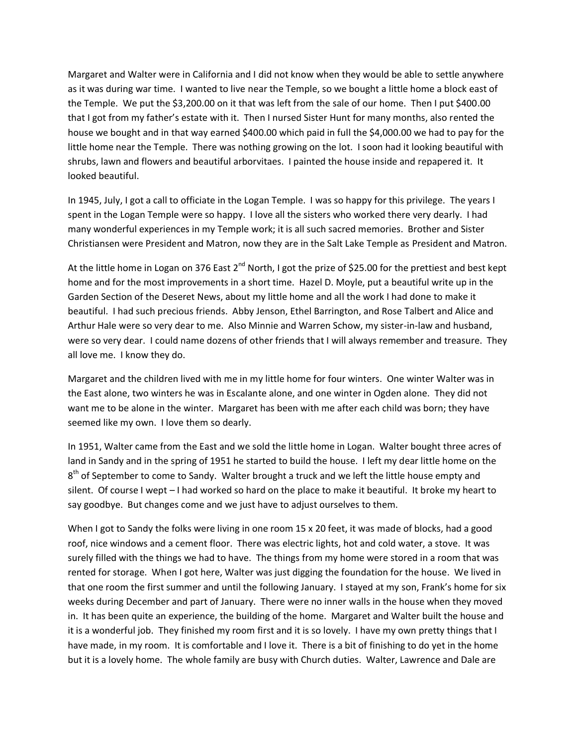Margaret and Walter were in California and I did not know when they would be able to settle anywhere as it was during war time. I wanted to live near the Temple, so we bought a little home a block east of the Temple. We put the $3,200.00 on it that was left from the sale of our home. Then I put $400.00 that I got from my father's estate with it. Then I nursed Sister Hunt for many months, also rented the house we bought and in that way earned $400.00 which paid in full the $4,000.00 we had to pay for the little home near the Temple. There was nothing growing on the lot. I soon had it looking beautiful with shrubs, lawn and flowers and beautiful arborvitaes. I painted the house inside and repapered it. It looked beautiful.

In 1945, July, I got a call to officiate in the Logan Temple. I was so happy for this privilege. The years I spent in the Logan Temple were so happy. I love all the sisters who worked there very dearly. I had many wonderful experiences in my Temple work; it is all such sacred memories. Brother and Sister Christiansen were President and Matron, now they are in the Salt Lake Temple as President and Matron.

At the little home in Logan on 376 East 2nd North, I got the prize of $25.00 for the prettiest and best kept home and for the most improvements in a short time. Hazel D. Moyle, put a beautiful write up in the Garden Section of the Deseret News, about my little home and all the work I had done to make it beautiful. I had such precious friends. Abby Jenson, Ethel Barrington, and Rose Talbert and Alice and Arthur Hale were so very dear to me. Also Minnie and Warren Schow, my sister-in-law and husband, were so very dear. I could name dozens of other friends that I will always remember and treasure. They all love me. I know they do.

Margaret and the children lived with me in my little home for four winters. One winter Walter was in the East alone, two winters he was in Escalante alone, and one winter in Ogden alone. They did not want me to be alone in the winter. Margaret has been with me after each child was born; they have seemed like my own. I love them so dearly.

In 1951, Walter came from the East and we sold the little home in Logan. Walter bought three acres of land in Sandy and in the spring of 1951 he started to build the house. I left my dear little home on the 8th of September to come to Sandy. Walter brought a truck and we left the little house empty and silent. Of course I wept – I had worked so hard on the place to make it beautiful. It broke my heart to say goodbye. But changes come and we just have to adjust ourselves to them.

When I got to Sandy the folks were living in one room 15 x 20 feet, it was made of blocks, had a good roof, nice windows and a cement floor. There was electric lights, hot and cold water, a stove. It was surely filled with the things we had to have. The things from my home were stored in a room that was rented for storage. When I got here, Walter was just digging the foundation for the house. We lived in that one room the first summer and until the following January. I stayed at my son, Frank's home for six weeks during December and part of January. There were no inner walls in the house when they moved in. It has been quite an experience, the building of the home. Margaret and Walter built the house and it is a wonderful job. They finished my room first and it is so lovely. I have my own pretty things that I have made, in my room. It is comfortable and I love it. There is a bit of finishing to do yet in the home but it is a lovely home. The whole family are busy with Church duties. Walter, Lawrence and Dale are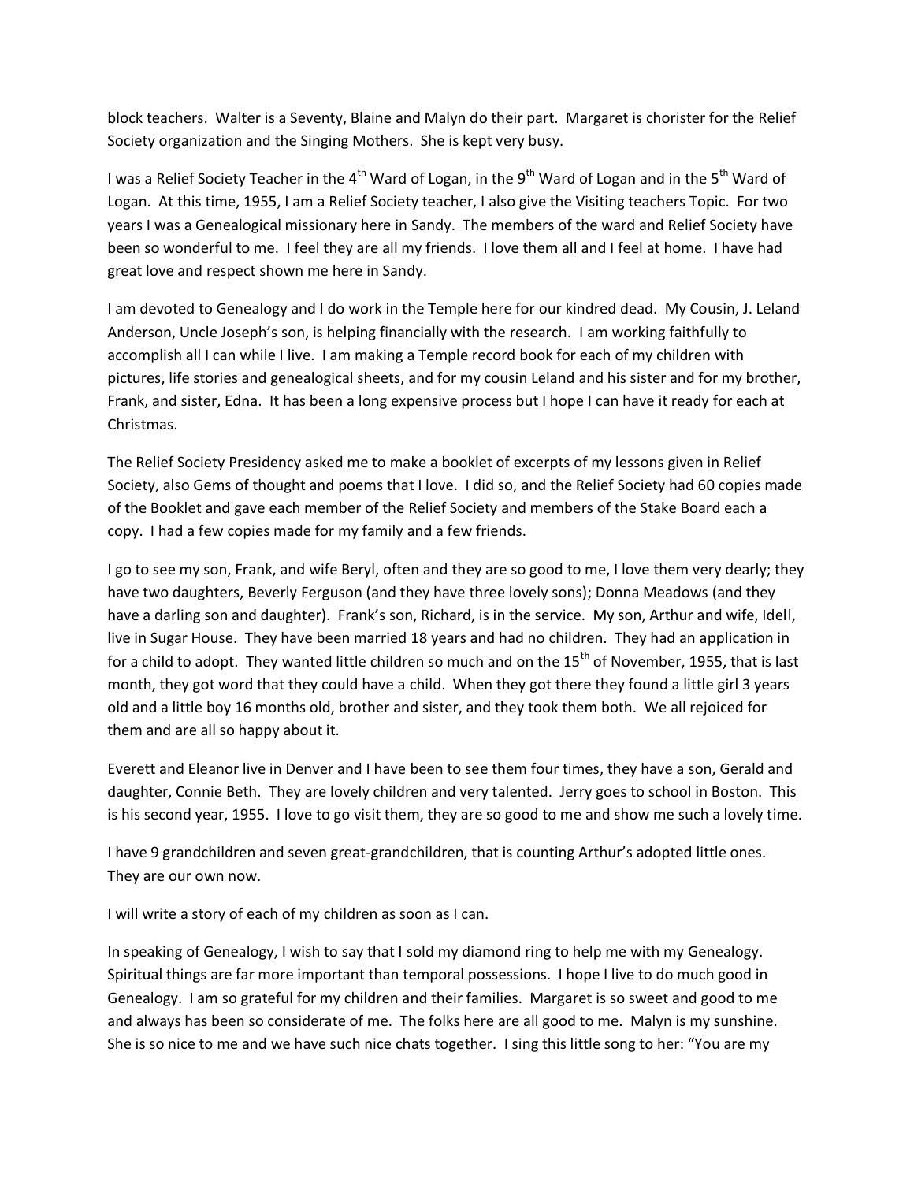block teachers. Walter is a Seventy, Blaine and Malyn do their part. Margaret is chorister for the Relief Society organization and the Singing Mothers. She is kept very busy.

I was a Relief Society Teacher in the 4th Ward of Logan, in the 9th Ward of Logan and in the 5th Ward of Logan. At this time, 1955, I am a Relief Society teacher, I also give the Visiting teachers Topic. For two years I was a Genealogical missionary here in Sandy. The members of the ward and Relief Society have been so wonderful to me. I feel they are all my friends. I love them all and I feel at home. I have had great love and respect shown me here in Sandy.

I am devoted to Genealogy and I do work in the Temple here for our kindred dead. My Cousin, J. Leland Anderson, Uncle Joseph's son, is helping financially with the research. I am working faithfully to accomplish all I can while I live. I am making a Temple record book for each of my children with pictures, life stories and genealogical sheets, and for my cousin Leland and his sister and for my brother, Frank, and sister, Edna. It has been a long expensive process but I hope I can have it ready for each at Christmas.

The Relief Society Presidency asked me to make a booklet of excerpts of my lessons given in Relief Society, also Gems of thought and poems that I love. I did so, and the Relief Society had 60 copies made of the Booklet and gave each member of the Relief Society and members of the Stake Board each a copy. I had a few copies made for my family and a few friends.

I go to see my son, Frank, and wife Beryl, often and they are so good to me, I love them very dearly; they have two daughters, Beverly Ferguson (and they have three lovely sons); Donna Meadows (and they have a darling son and daughter). Frank's son, Richard, is in the service. My son, Arthur and wife, Idell, live in Sugar House. They have been married 18 years and had no children. They had an application in for a child to adopt. They wanted little children so much and on the 15th of November, 1955, that is last month, they got word that they could have a child. When they got there they found a little girl 3 years old and a little boy 16 months old, brother and sister, and they took them both. We all rejoiced for them and are all so happy about it.

Everett and Eleanor live in Denver and I have been to see them four times, they have a son, Gerald and daughter, Connie Beth. They are lovely children and very talented. Jerry goes to school in Boston. This is his second year, 1955. I love to go visit them, they are so good to me and show me such a lovely time.

I have 9 grandchildren and seven great-grandchildren, that is counting Arthur's adopted little ones. They are our own now.

I will write a story of each of my children as soon as I can.

In speaking of Genealogy, I wish to say that I sold my diamond ring to help me with my Genealogy. Spiritual things are far more important than temporal possessions. I hope I live to do much good in Genealogy. I am so grateful for my children and their families. Margaret is so sweet and good to me and always has been so considerate of me. The folks here are all good to me. Malyn is my sunshine. She is so nice to me and we have such nice chats together. I sing this little song to her: "You are my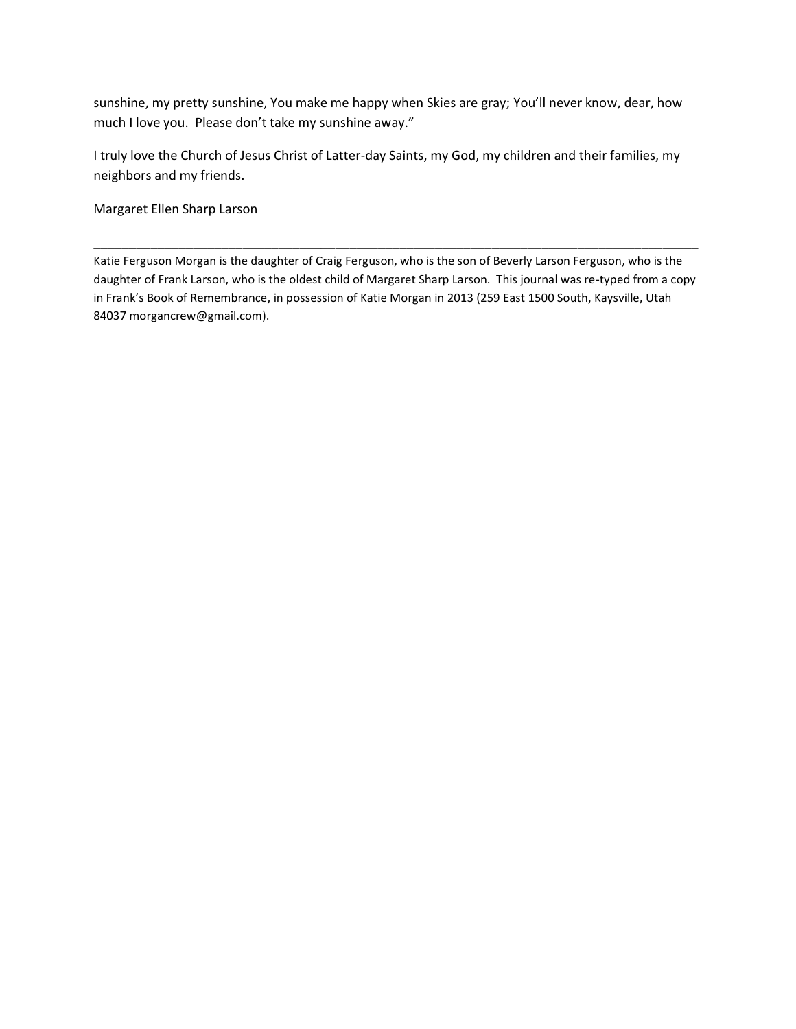sunshine, my pretty sunshine, You make me happy when Skies are gray; You'll never know, dear, how much I love you. Please don't take my sunshine away."

I truly love the Church of Jesus Christ of Latter-day Saints, my God, my children and their families, my neighbors and my friends.

Margaret Ellen Sharp Larson

---

Katie Ferguson Morgan is the daughter of Craig Ferguson, who is the son of Beverly Larson Ferguson, who is the daughter of Frank Larson, who is the oldest child of Margaret Sharp Larson. This journal was re-typed from a copy in Frank's Book of Remembrance, in possession of Katie Morgan in 2013 (259 East 1500 South, Kaysville, Utah 84037 morgancrew@gmail.com).